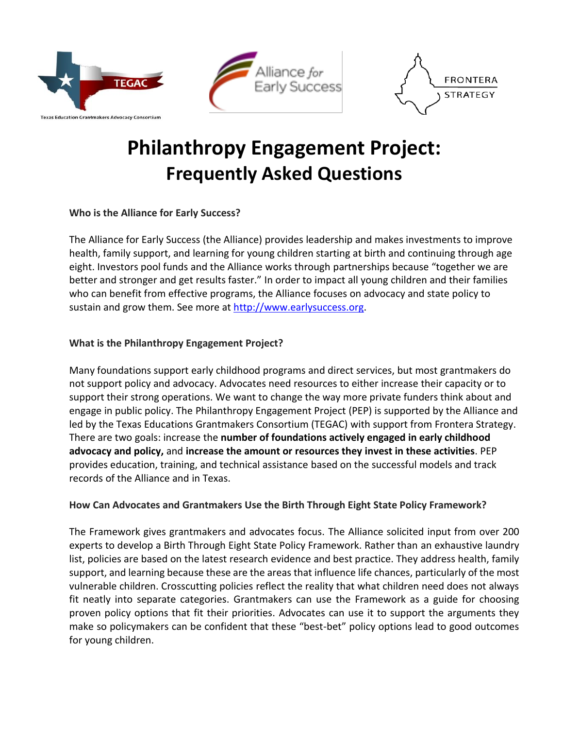TEGAC

Texas Education Grantmakers Advocacy Consortium

Alliance for Early Success

FRONTERA STRATEGY

# Philanthropy Engagement Project: Frequently Asked Questions

**Who is the Alliance for Early Success?**

The Alliance for Early Success (the Alliance) provides leadership and makes investments to improve health, family support, and learning for young children starting at birth and continuing through age eight. Investors pool funds and the Alliance works through partnerships because "together we are better and stronger and get results faster." In order to impact all young children and their families who can benefit from effective programs, the Alliance focuses on advocacy and state policy to sustain and grow them. See more at [http://www.earlysuccess.org](http://www.earlysuccess.org).

**What is the Philanthropy Engagement Project?**

Many foundations support early childhood programs and direct services, but most grantmakers do not support policy and advocacy. Advocates need resources to either increase their capacity or to support their strong operations. We want to change the way more private funders think about and engage in public policy. The Philanthropy Engagement Project (PEP) is supported by the Alliance and led by the Texas Educations Grantmakers Consortium (TEGAC) with support from Frontera Strategy. There are two goals: increase the **number of foundations actively engaged in early childhood advocacy and policy,** and **increase the amount or resources they invest in these activities**. PEP provides education, training, and technical assistance based on the successful models and track records of the Alliance and in Texas.

**How Can Advocates and Grantmakers Use the Birth Through Eight State Policy Framework?**

The Framework gives grantmakers and advocates focus. The Alliance solicited input from over 200 experts to develop a Birth Through Eight State Policy Framework. Rather than an exhaustive laundry list, policies are based on the latest research evidence and best practice. They address health, family support, and learning because these are the areas that influence life chances, particularly of the most vulnerable children. Crosscutting policies reflect the reality that what children need does not always fit neatly into separate categories. Grantmakers can use the Framework as a guide for choosing proven policy options that fit their priorities. Advocates can use it to support the arguments they make so policymakers can be confident that these "best-bet" policy options lead to good outcomes for young children.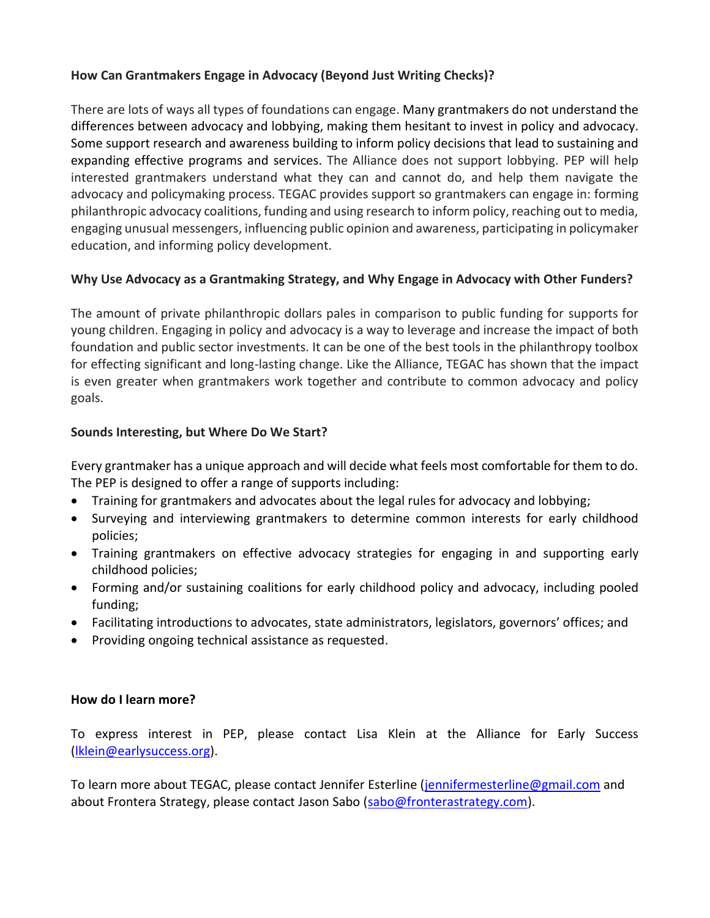**How Can Grantmakers Engage in Advocacy (Beyond Just Writing Checks)?**

There are lots of ways all types of foundations can engage. Many grantmakers do not understand the differences between advocacy and lobbying, making them hesitant to invest in policy and advocacy. Some support research and awareness building to inform policy decisions that lead to sustaining and expanding effective programs and services. The Alliance does not support lobbying. PEP will help interested grantmakers understand what they can and cannot do, and help them navigate the advocacy and policymaking process. TEGAC provides support so grantmakers can engage in: forming philanthropic advocacy coalitions, funding and using research to inform policy, reaching out to media, engaging unusual messengers, influencing public opinion and awareness, participating in policymaker education, and informing policy development.

**Why Use Advocacy as a Grantmaking Strategy, and Why Engage in Advocacy with Other Funders?**

The amount of private philanthropic dollars pales in comparison to public funding for supports for young children. Engaging in policy and advocacy is a way to leverage and increase the impact of both foundation and public sector investments. It can be one of the best tools in the philanthropy toolbox for effecting significant and long-lasting change. Like the Alliance, TEGAC has shown that the impact is even greater when grantmakers work together and contribute to common advocacy and policy goals.

**Sounds Interesting, but Where Do We Start?**

Every grantmaker has a unique approach and will decide what feels most comfortable for them to do. The PEP is designed to offer a range of supports including:

- Training for grantmakers and advocates about the legal rules for advocacy and lobbying;
- Surveying and interviewing grantmakers to determine common interests for early childhood policies;
- Training grantmakers on effective advocacy strategies for engaging in and supporting early childhood policies;
- Forming and/or sustaining coalitions for early childhood policy and advocacy, including pooled funding;
- Facilitating introductions to advocates, state administrators, legislators, governors' offices; and
- Providing ongoing technical assistance as requested.

**How do I learn more?**

To express interest in PEP, please contact Lisa Klein at the Alliance for Early Success (lklein@earlysuccess.org).

To learn more about TEGAC, please contact Jennifer Esterline (jennifermesterline@gmail.com and about Frontera Strategy, please contact Jason Sabo (sabo@fronterastrategy.com).